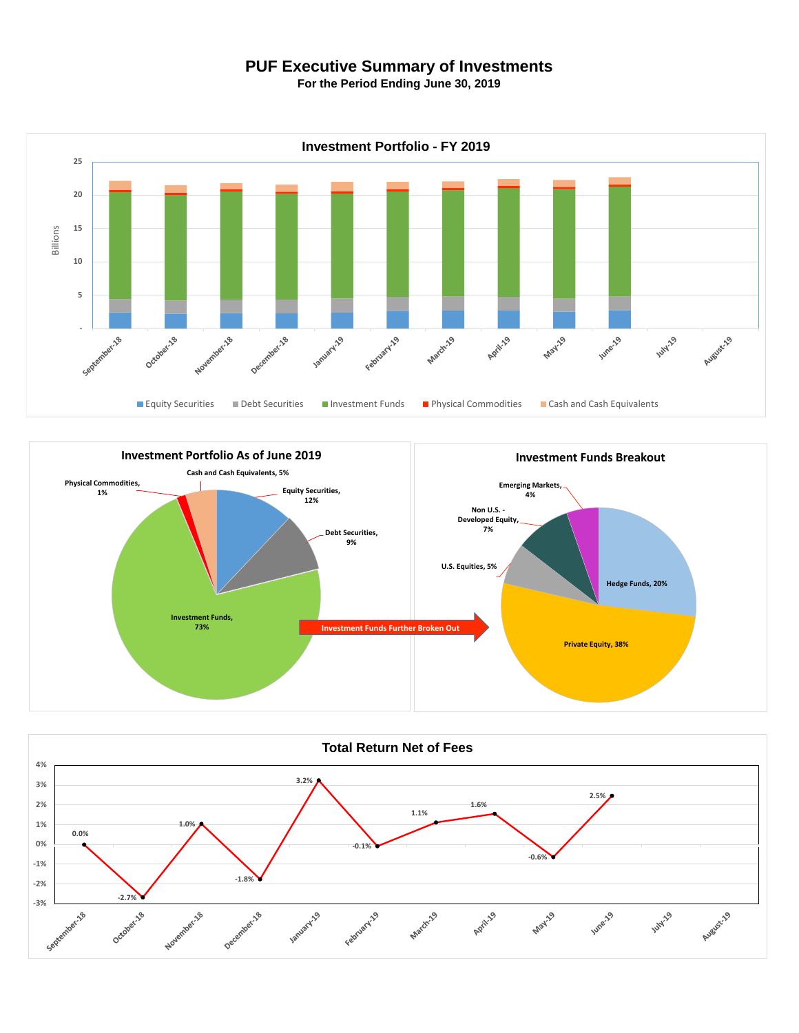# PUF Executive Summary of Investments

**For the Period Ending June 30, 2019**

## Investment Portfolio - FY 2019

Billions

25, 20, 15, 10, 5, -

September-18, October-18, November-18, December-18, January-19, February-19, March-19, April-19, May-19, June-19, July-19, August-19

Equity Securities, Debt Securities, Investment Funds, Physical Commodities, Cash and Cash Equivalents

## Investment Portfolio As of June 2019

- Cash and Cash Equivalents, 5%
- Physical Commodities, 1%
- Equity Securities, 12%
- Debt Securities, 9%
- Investment Funds, 73%

Investment Funds Further Broken Out

## Investment Funds Breakout

- Emerging Markets, 4%
- Non U.S. - Developed Equity, 7%
- U.S. Equities, 5%
- Hedge Funds, 20%
- Private Equity, 38%

## Total Return Net of Fees

| Month | Return |
|---|---|
| September-18 | 0.0% |
| October-18 | -2.7% |
| November-18 | 1.0% |
| December-18 | -1.8% |
| January-19 | 3.2% |
| February-19 | -0.1% |
| March-19 | 1.1% |
| April-19 | 1.6% |
| May-19 | -0.6% |
| June-19 | 2.5% |
| July-19 | |
| August-19 | |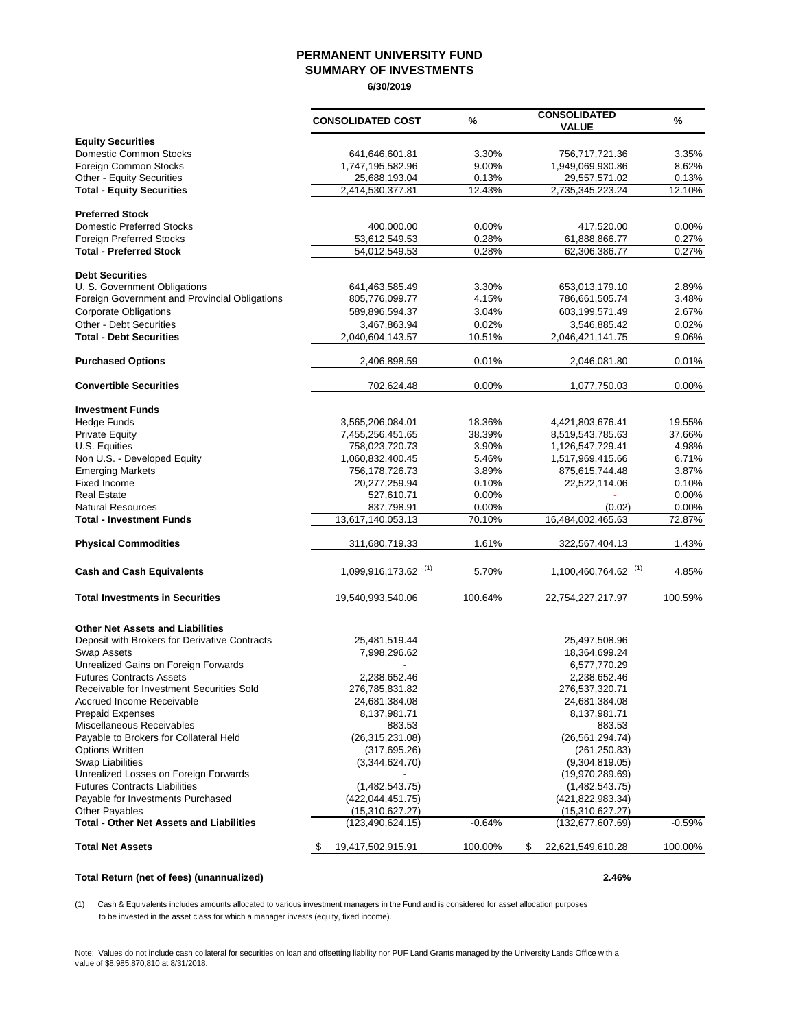# PERMANENT UNIVERSITY FUND
## SUMMARY OF INVESTMENTS
### 6/30/2019

| | CONSOLIDATED COST | % | CONSOLIDATED VALUE | % |
|---|---|---|---|---|
| **Equity Securities** | | | | |
| Domestic Common Stocks | 641,646,601.81 | 3.30% | 756,717,721.36 | 3.35% |
| Foreign Common Stocks | 1,747,195,582.96 | 9.00% | 1,949,069,930.86 | 8.62% |
| Other - Equity Securities | 25,688,193.04 | 0.13% | 29,557,571.02 | 0.13% |
| **Total - Equity Securities** | 2,414,530,377.81 | 12.43% | 2,735,345,223.24 | 12.10% |
| **Preferred Stock** | | | | |
| Domestic Preferred Stocks | 400,000.00 | 0.00% | 417,520.00 | 0.00% |
| Foreign Preferred Stocks | 53,612,549.53 | 0.28% | 61,888,866.77 | 0.27% |
| **Total - Preferred Stock** | 54,012,549.53 | 0.28% | 62,306,386.77 | 0.27% |
| **Debt Securities** | | | | |
| U. S. Government Obligations | 641,463,585.49 | 3.30% | 653,013,179.10 | 2.89% |
| Foreign Government and Provincial Obligations | 805,776,099.77 | 4.15% | 786,661,505.74 | 3.48% |
| Corporate Obligations | 589,896,594.37 | 3.04% | 603,199,571.49 | 2.67% |
| Other - Debt Securities | 3,467,863.94 | 0.02% | 3,546,885.42 | 0.02% |
| **Total - Debt Securities** | 2,040,604,143.57 | 10.51% | 2,046,421,141.75 | 9.06% |
| **Purchased Options** | 2,406,898.59 | 0.01% | 2,046,081.80 | 0.01% |
| **Convertible Securities** | 702,624.48 | 0.00% | 1,077,750.03 | 0.00% |
| **Investment Funds** | | | | |
| Hedge Funds | 3,565,206,084.01 | 18.36% | 4,421,803,676.41 | 19.55% |
| Private Equity | 7,455,256,451.65 | 38.39% | 8,519,543,785.63 | 37.66% |
| U.S. Equities | 758,023,720.73 | 3.90% | 1,126,547,729.41 | 4.98% |
| Non U.S. - Developed Equity | 1,060,832,400.45 | 5.46% | 1,517,969,415.66 | 6.71% |
| Emerging Markets | 756,178,726.73 | 3.89% | 875,615,744.48 | 3.87% |
| Fixed Income | 20,277,259.94 | 0.10% | 22,522,114.06 | 0.10% |
| Real Estate | 527,610.71 | 0.00% | - | 0.00% |
| Natural Resources | 837,798.91 | 0.00% | (0.02) | 0.00% |
| **Total - Investment Funds** | 13,617,140,053.13 | 70.10% | 16,484,002,465.63 | 72.87% |
| **Physical Commodities** | 311,680,719.33 | 1.61% | 322,567,404.13 | 1.43% |
| **Cash and Cash Equivalents** | 1,099,916,173.62 (1) | 5.70% | 1,100,460,764.62 (1) | 4.85% |
| **Total Investments in Securities** | 19,540,993,540.06 | 100.64% | 22,754,227,217.97 | 100.59% |
| **Other Net Assets and Liabilities** | | | | |
| Deposit with Brokers for Derivative Contracts | 25,481,519.44 | | 25,497,508.96 | |
| Swap Assets | 7,998,296.62 | | 18,364,699.24 | |
| Unrealized Gains on Foreign Forwards | - | | 6,577,770.29 | |
| Futures Contracts Assets | 2,238,652.46 | | 2,238,652.46 | |
| Receivable for Investment Securities Sold | 276,785,831.82 | | 276,537,320.71 | |
| Accrued Income Receivable | 24,681,384.08 | | 24,681,384.08 | |
| Prepaid Expenses | 8,137,981.71 | | 8,137,981.71 | |
| Miscellaneous Receivables | 883.53 | | 883.53 | |
| Payable to Brokers for Collateral Held | (26,315,231.08) | | (26,561,294.74) | |
| Options Written | (317,695.26) | | (261,250.83) | |
| Swap Liabilities | (3,344,624.70) | | (9,304,819.05) | |
| Unrealized Losses on Foreign Forwards | - | | (19,970,289.69) | |
| Futures Contracts Liabilities | (1,482,543.75) | | (1,482,543.75) | |
| Payable for Investments Purchased | (422,044,451.75) | | (421,822,983.34) | |
| Other Payables | (15,310,627.27) | | (15,310,627.27) | |
| **Total - Other Net Assets and Liabilities** | (123,490,624.15) | -0.64% | (132,677,607.69) | -0.59% |
| **Total Net Assets** | $ 19,417,502,915.91 | 100.00% | $ 22,621,549,610.28 | 100.00% |

**Total Return (net of fees) (unannualized)** **2.46%**

(1) Cash & Equivalents includes amounts allocated to various investment managers in the Fund and is considered for asset allocation purposes to be invested in the asset class for which a manager invests (equity, fixed income).

Note: Values do not include cash collateral for securities on loan and offsetting liability nor PUF Land Grants managed by the University Lands Office with a value of $8,985,870,810 at 8/31/2018.